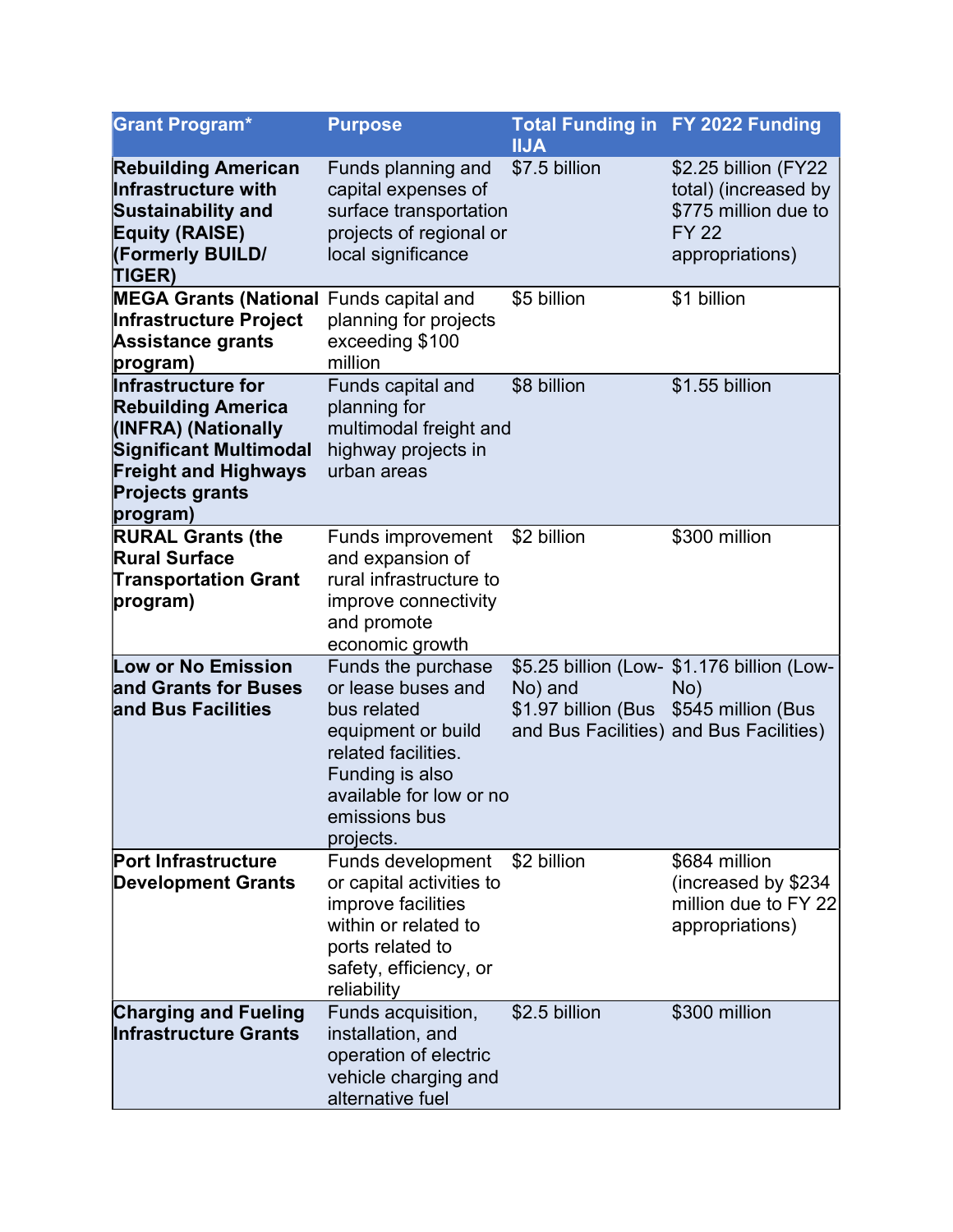| Grant Program* | Purpose | Total Funding in IIJA | FY 2022 Funding |
|---|---|---|---|
| **Rebuilding American Infrastructure with Sustainability and Equity (RAISE) (Formerly BUILD/ TIGER)** | Funds planning and capital expenses of surface transportation projects of regional or local significance | $7.5 billion | $2.25 billion (FY22 total) (increased by $775 million due to FY 22 appropriations) |
| **MEGA Grants (National Infrastructure Project Assistance grants program)** | Funds capital and planning for projects exceeding $100 million | $5 billion | $1 billion |
| **Infrastructure for Rebuilding America (INFRA) (Nationally Significant Multimodal Freight and Highways Projects grants program)** | Funds capital and planning for multimodal freight and highway projects in urban areas | $8 billion | $1.55 billion |
| **RURAL Grants (the Rural Surface Transportation Grant program)** | Funds improvement and expansion of rural infrastructure to improve connectivity and promote economic growth | $2 billion | $300 million |
| **Low or No Emission and Grants for Buses and Bus Facilities** | Funds the purchase or lease buses and bus related equipment or build related facilities. Funding is also available for low or no emissions bus projects. | $5.25 billion (Low-No) and $1.97 billion (Bus and Bus Facilities) | $1.176 billion (Low-No) $545 million (Bus and Bus Facilities) |
| **Port Infrastructure Development Grants** | Funds development or capital activities to improve facilities within or related to ports related to safety, efficiency, or reliability | $2 billion | $684 million (increased by $234 million due to FY 22 appropriations) |
| **Charging and Fueling Infrastructure Grants** | Funds acquisition, installation, and operation of electric vehicle charging and alternative fuel | $2.5 billion | $300 million |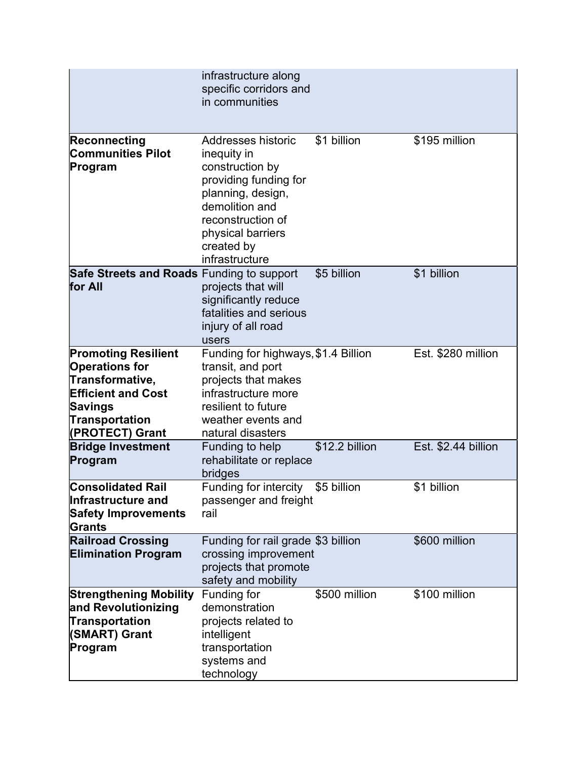| | | | |
|---|---|---|---|
| | infrastructure along specific corridors and in communities | | |
| **Reconnecting Communities Pilot Program** | Addresses historic inequity in construction by providing funding for planning, design, demolition and reconstruction of physical barriers created by infrastructure | $1 billion | $195 million |
| **Safe Streets and Roads for All** | Funding to support projects that will significantly reduce fatalities and serious injury of all road users | $5 billion | $1 billion |
| **Promoting Resilient Operations for Transformative, Efficient and Cost Savings Transportation (PROTECT) Grant** | Funding for highways, transit, and port projects that makes infrastructure more resilient to future weather events and natural disasters | $1.4 Billion | Est. $280 million |
| **Bridge Investment Program** | Funding to help rehabilitate or replace bridges | $12.2 billion | Est. $2.44 billion |
| **Consolidated Rail Infrastructure and Safety Improvements Grants** | Funding for intercity passenger and freight rail | $5 billion | $1 billion |
| **Railroad Crossing Elimination Program** | Funding for rail grade crossing improvement projects that promote safety and mobility | $3 billion | $600 million |
| **Strengthening Mobility and Revolutionizing Transportation (SMART) Grant Program** | Funding for demonstration projects related to intelligent transportation systems and technology | $500 million | $100 million |